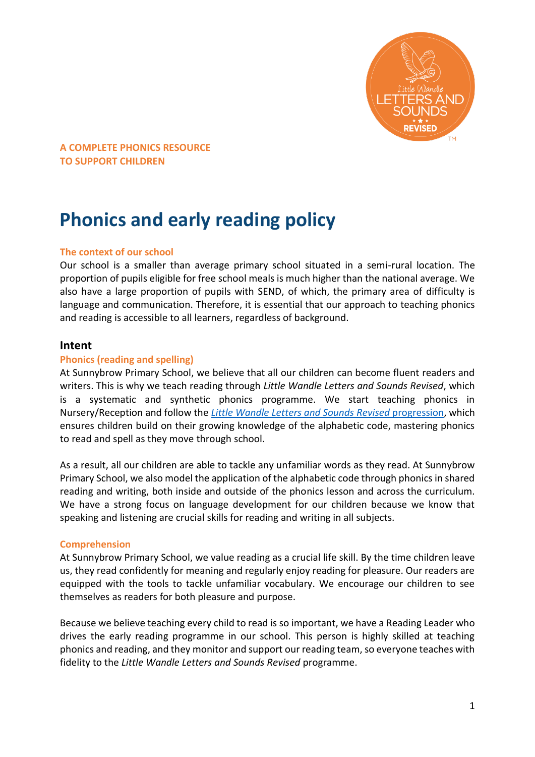**A COMPLETE PHONICS RESOURCE TO SUPPORT CHILDREN**

# Phonics and early reading policy

### The context of our school

Our school is a smaller than average primary school situated in a semi-rural location. The proportion of pupils eligible for free school meals is much higher than the national average. We also have a large proportion of pupils with SEND, of which, the primary area of difficulty is language and communication. Therefore, it is essential that our approach to teaching phonics and reading is accessible to all learners, regardless of background.

## Intent

### Phonics (reading and spelling)

At Sunnybrow Primary School, we believe that all our children can become fluent readers and writers. This is why we teach reading through *Little Wandle Letters and Sounds Revised*, which is a systematic and synthetic phonics programme. We start teaching phonics in Nursery/Reception and follow the *Little Wandle Letters and Sounds Revised* progression, which ensures children build on their growing knowledge of the alphabetic code, mastering phonics to read and spell as they move through school.

As a result, all our children are able to tackle any unfamiliar words as they read. At Sunnybrow Primary School, we also model the application of the alphabetic code through phonics in shared reading and writing, both inside and outside of the phonics lesson and across the curriculum. We have a strong focus on language development for our children because we know that speaking and listening are crucial skills for reading and writing in all subjects.

### Comprehension

At Sunnybrow Primary School, we value reading as a crucial life skill. By the time children leave us, they read confidently for meaning and regularly enjoy reading for pleasure. Our readers are equipped with the tools to tackle unfamiliar vocabulary. We encourage our children to see themselves as readers for both pleasure and purpose.

Because we believe teaching every child to read is so important, we have a Reading Leader who drives the early reading programme in our school. This person is highly skilled at teaching phonics and reading, and they monitor and support our reading team, so everyone teaches with fidelity to the *Little Wandle Letters and Sounds Revised* programme.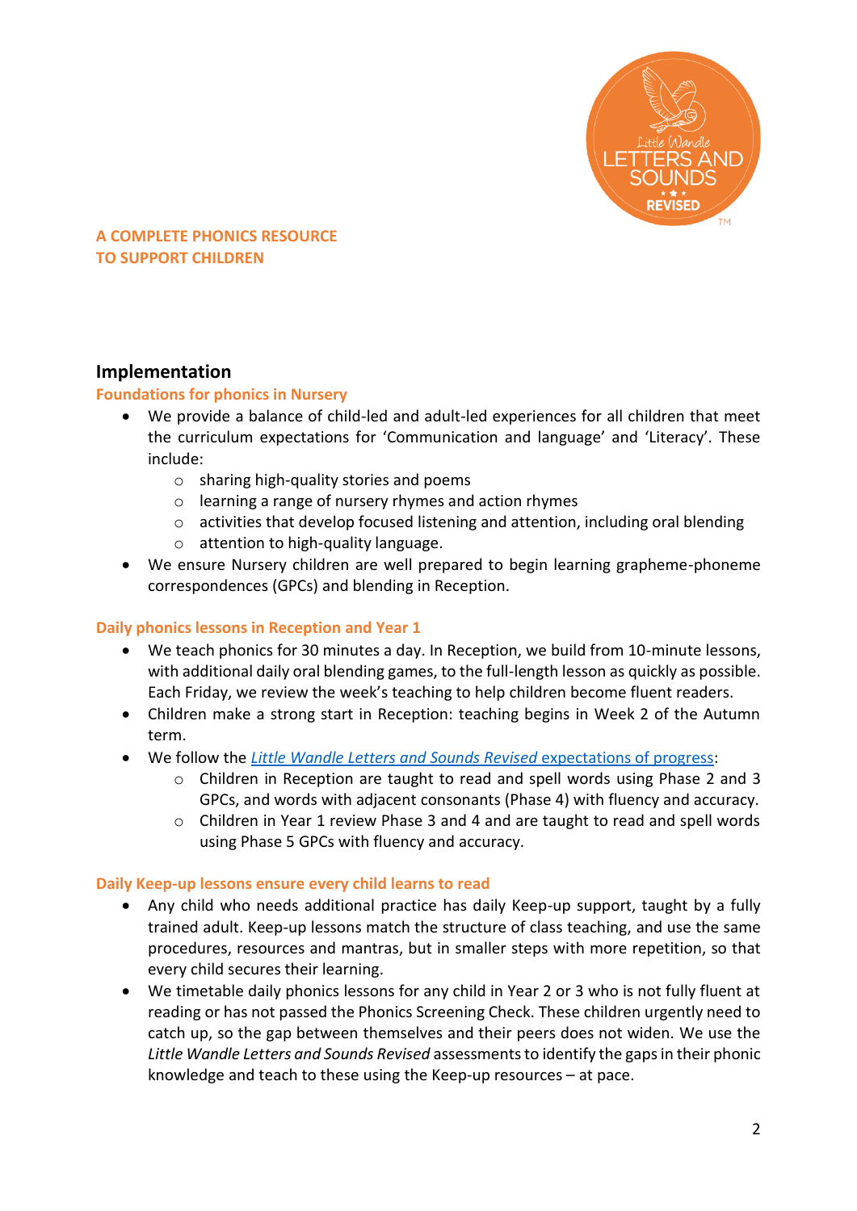A COMPLETE PHONICS RESOURCE
TO SUPPORT CHILDREN

## Implementation

### Foundations for phonics in Nursery

- We provide a balance of child-led and adult-led experiences for all children that meet the curriculum expectations for 'Communication and language' and 'Literacy'. These include:
  - sharing high-quality stories and poems
  - learning a range of nursery rhymes and action rhymes
  - activities that develop focused listening and attention, including oral blending
  - attention to high-quality language.
- We ensure Nursery children are well prepared to begin learning grapheme-phoneme correspondences (GPCs) and blending in Reception.

### Daily phonics lessons in Reception and Year 1

- We teach phonics for 30 minutes a day. In Reception, we build from 10-minute lessons, with additional daily oral blending games, to the full-length lesson as quickly as possible. Each Friday, we review the week's teaching to help children become fluent readers.
- Children make a strong start in Reception: teaching begins in Week 2 of the Autumn term.
- We follow the *Little Wandle Letters and Sounds Revised* expectations of progress:
  - Children in Reception are taught to read and spell words using Phase 2 and 3 GPCs, and words with adjacent consonants (Phase 4) with fluency and accuracy.
  - Children in Year 1 review Phase 3 and 4 and are taught to read and spell words using Phase 5 GPCs with fluency and accuracy.

### Daily Keep-up lessons ensure every child learns to read

- Any child who needs additional practice has daily Keep-up support, taught by a fully trained adult. Keep-up lessons match the structure of class teaching, and use the same procedures, resources and mantras, but in smaller steps with more repetition, so that every child secures their learning.
- We timetable daily phonics lessons for any child in Year 2 or 3 who is not fully fluent at reading or has not passed the Phonics Screening Check. These children urgently need to catch up, so the gap between themselves and their peers does not widen. We use the *Little Wandle Letters and Sounds Revised* assessments to identify the gaps in their phonic knowledge and teach to these using the Keep-up resources – at pace.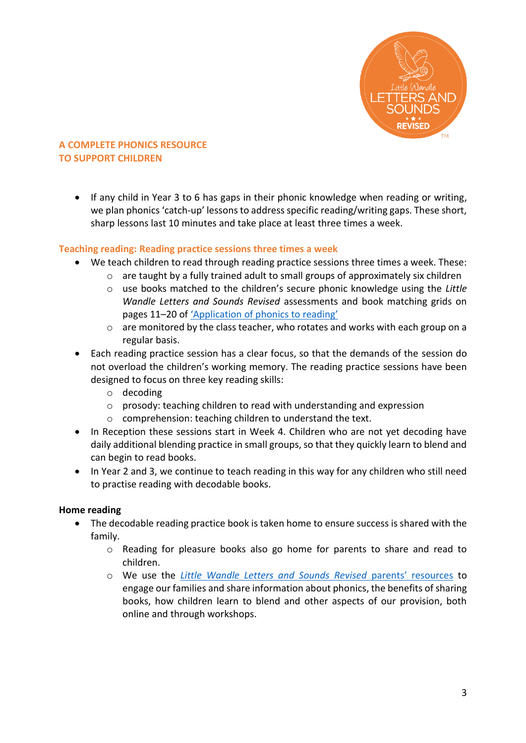**A COMPLETE PHONICS RESOURCE TO SUPPORT CHILDREN**

- If any child in Year 3 to 6 has gaps in their phonic knowledge when reading or writing, we plan phonics 'catch-up' lessons to address specific reading/writing gaps. These short, sharp lessons last 10 minutes and take place at least three times a week.

### Teaching reading: Reading practice sessions three times a week

- We teach children to read through reading practice sessions three times a week. These:
  - are taught by a fully trained adult to small groups of approximately six children
  - use books matched to the children's secure phonic knowledge using the *Little Wandle Letters and Sounds Revised* assessments and book matching grids on pages 11–20 of 'Application of phonics to reading'
  - are monitored by the class teacher, who rotates and works with each group on a regular basis.
- Each reading practice session has a clear focus, so that the demands of the session do not overload the children's working memory. The reading practice sessions have been designed to focus on three key reading skills:
  - decoding
  - prosody: teaching children to read with understanding and expression
  - comprehension: teaching children to understand the text.
- In Reception these sessions start in Week 4. Children who are not yet decoding have daily additional blending practice in small groups, so that they quickly learn to blend and can begin to read books.
- In Year 2 and 3, we continue to teach reading in this way for any children who still need to practise reading with decodable books.

### Home reading

- The decodable reading practice book is taken home to ensure success is shared with the family.
  - Reading for pleasure books also go home for parents to share and read to children.
  - We use the *Little Wandle Letters and Sounds Revised* parents' resources to engage our families and share information about phonics, the benefits of sharing books, how children learn to blend and other aspects of our provision, both online and through workshops.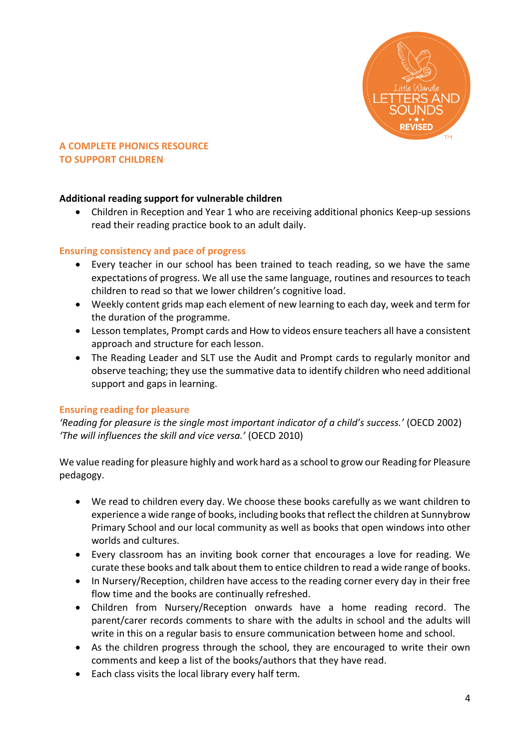**A COMPLETE PHONICS RESOURCE TO SUPPORT CHILDREN**

**Additional reading support for vulnerable children**

- Children in Reception and Year 1 who are receiving additional phonics Keep-up sessions read their reading practice book to an adult daily.

## Ensuring consistency and pace of progress

- Every teacher in our school has been trained to teach reading, so we have the same expectations of progress. We all use the same language, routines and resources to teach children to read so that we lower children's cognitive load.
- Weekly content grids map each element of new learning to each day, week and term for the duration of the programme.
- Lesson templates, Prompt cards and How to videos ensure teachers all have a consistent approach and structure for each lesson.
- The Reading Leader and SLT use the Audit and Prompt cards to regularly monitor and observe teaching; they use the summative data to identify children who need additional support and gaps in learning.

## Ensuring reading for pleasure

*'Reading for pleasure is the single most important indicator of a child's success.'* (OECD 2002)
*'The will influences the skill and vice versa.'* (OECD 2010)

We value reading for pleasure highly and work hard as a school to grow our Reading for Pleasure pedagogy.

- We read to children every day. We choose these books carefully as we want children to experience a wide range of books, including books that reflect the children at Sunnybrow Primary School and our local community as well as books that open windows into other worlds and cultures.
- Every classroom has an inviting book corner that encourages a love for reading. We curate these books and talk about them to entice children to read a wide range of books.
- In Nursery/Reception, children have access to the reading corner every day in their free flow time and the books are continually refreshed.
- Children from Nursery/Reception onwards have a home reading record. The parent/carer records comments to share with the adults in school and the adults will write in this on a regular basis to ensure communication between home and school.
- As the children progress through the school, they are encouraged to write their own comments and keep a list of the books/authors that they have read.
- Each class visits the local library every half term.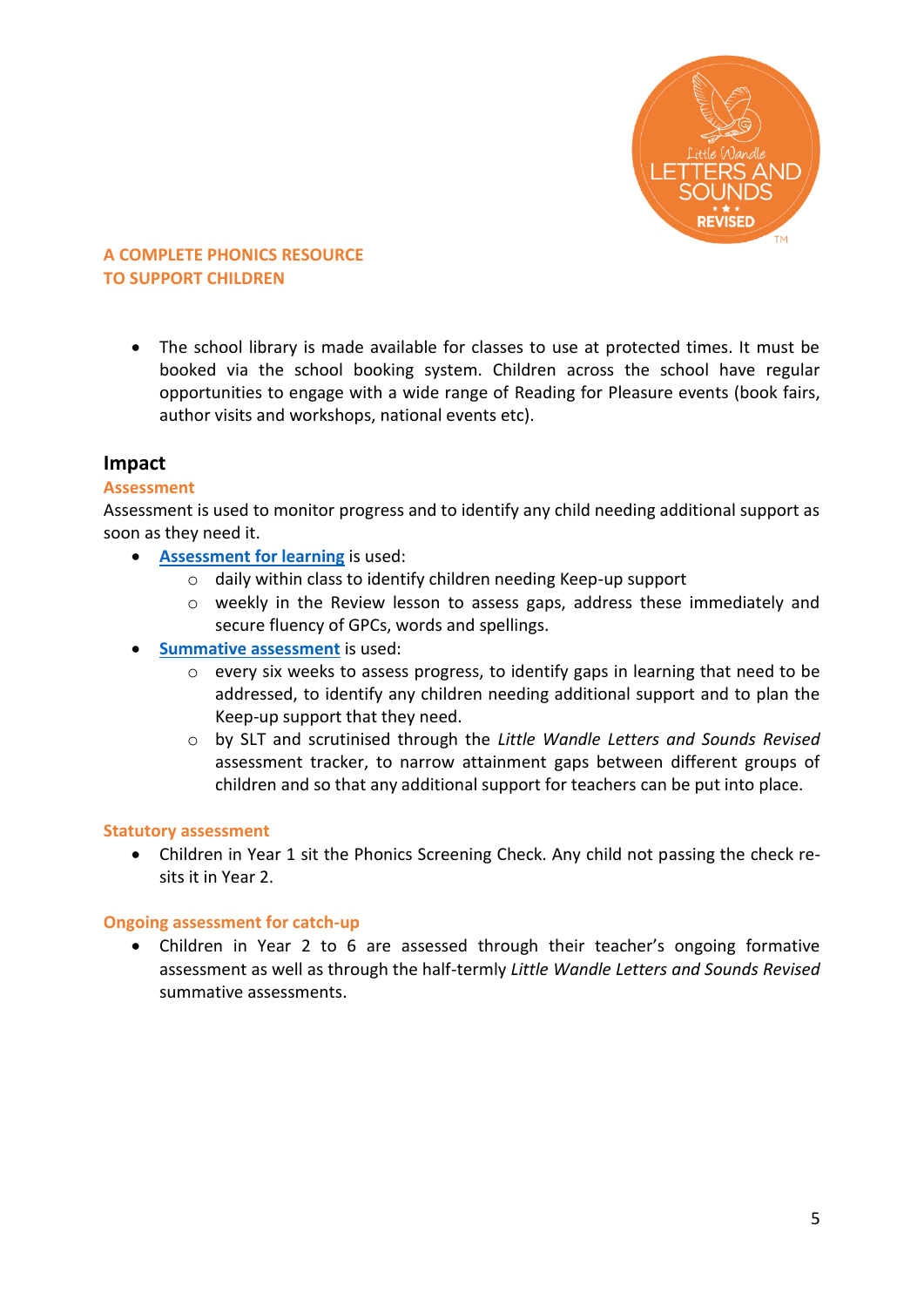**A COMPLETE PHONICS RESOURCE**
**TO SUPPORT CHILDREN**

- The school library is made available for classes to use at protected times. It must be booked via the school booking system. Children across the school have regular opportunities to engage with a wide range of Reading for Pleasure events (book fairs, author visits and workshops, national events etc).

## Impact

### Assessment

Assessment is used to monitor progress and to identify any child needing additional support as soon as they need it.

- **Assessment for learning** is used:
  - daily within class to identify children needing Keep-up support
  - weekly in the Review lesson to assess gaps, address these immediately and secure fluency of GPCs, words and spellings.
- **Summative assessment** is used:
  - every six weeks to assess progress, to identify gaps in learning that need to be addressed, to identify any children needing additional support and to plan the Keep-up support that they need.
  - by SLT and scrutinised through the *Little Wandle Letters and Sounds Revised* assessment tracker, to narrow attainment gaps between different groups of children and so that any additional support for teachers can be put into place.

### Statutory assessment

- Children in Year 1 sit the Phonics Screening Check. Any child not passing the check re-sits it in Year 2.

### Ongoing assessment for catch-up

- Children in Year 2 to 6 are assessed through their teacher's ongoing formative assessment as well as through the half-termly *Little Wandle Letters and Sounds Revised* summative assessments.